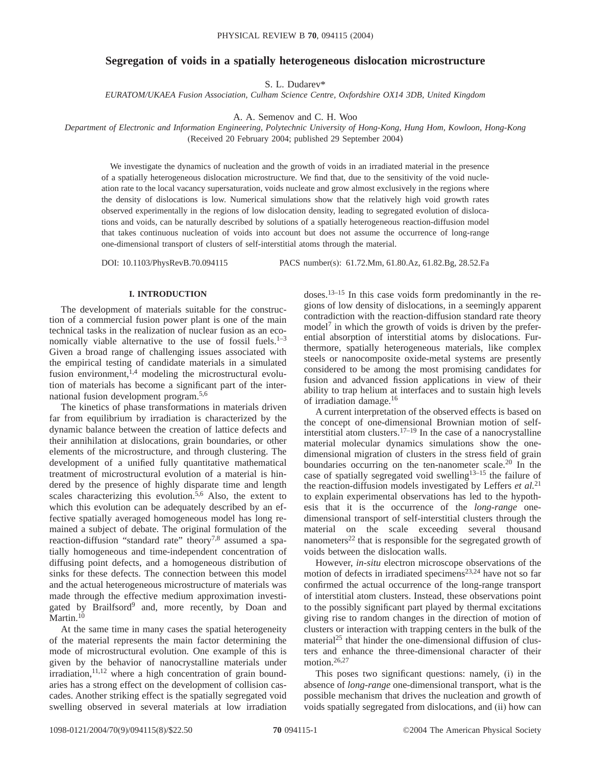# Segregation of voids in a spatially heterogeneous dislocation microstructure

S. L. Dudarev*

*EURATOM/UKAEA Fusion Association, Culham Science Centre, Oxfordshire OX14 3DB, United Kingdom*

A. A. Semenov and C. H. Woo

*Department of Electronic and Information Engineering, Polytechnic University of Hong-Kong, Hung Hom, Kowloon, Hong-Kong*

(Received 20 February 2004; published 29 September 2004)

We investigate the dynamics of nucleation and the growth of voids in an irradiated material in the presence of a spatially heterogeneous dislocation microstructure. We find that, due to the sensitivity of the void nucleation rate to the local vacancy supersaturation, voids nucleate and grow almost exclusively in the regions where the density of dislocations is low. Numerical simulations show that the relatively high void growth rates observed experimentally in the regions of low dislocation density, leading to segregated evolution of dislocations and voids, can be naturally described by solutions of a spatially heterogeneous reaction-diffusion model that takes continuous nucleation of voids into account but does not assume the occurrence of long-range one-dimensional transport of clusters of self-interstitial atoms through the material.

DOI: 10.1103/PhysRevB.70.094115 PACS number(s): 61.72.Mm, 61.80.Az, 61.82.Bg, 28.52.Fa

## I. INTRODUCTION

The development of materials suitable for the construction of a commercial fusion power plant is one of the main technical tasks in the realization of nuclear fusion as an economically viable alternative to the use of fossil fuels.[1–3] Given a broad range of challenging issues associated with the empirical testing of candidate materials in a simulated fusion environment,[1,4] modeling the microstructural evolution of materials has become a significant part of the international fusion development program.[5,6]

The kinetics of phase transformations in materials driven far from equilibrium by irradiation is characterized by the dynamic balance between the creation of lattice defects and their annihilation at dislocations, grain boundaries, or other elements of the microstructure, and through clustering. The development of a unified fully quantitative mathematical treatment of microstructural evolution of a material is hindered by the presence of highly disparate time and length scales characterizing this evolution.[5,6] Also, the extent to which this evolution can be adequately described by an effective spatially averaged homogeneous model has long remained a subject of debate. The original formulation of the reaction-diffusion "standard rate" theory[7,8] assumed a spatially homogeneous and time-independent concentration of diffusing point defects, and a homogeneous distribution of sinks for these defects. The connection between this model and the actual heterogeneous microstructure of materials was made through the effective medium approximation investigated by Brailsford[9] and, more recently, by Doan and Martin.[10]

At the same time in many cases the spatial heterogeneity of the material represents the main factor determining the mode of microstructural evolution. One example of this is given by the behavior of nanocrystalline materials under irradiation,[11,12] where a high concentration of grain boundaries has a strong effect on the development of collision cascades. Another striking effect is the spatially segregated void swelling observed in several materials at low irradiation doses.[13–15] In this case voids form predominantly in the regions of low density of dislocations, in a seemingly apparent contradiction with the reaction-diffusion standard rate theory model[7] in which the growth of voids is driven by the preferential absorption of interstitial atoms by dislocations. Furthermore, spatially heterogeneous materials, like complex steels or nanocomposite oxide-metal systems are presently considered to be among the most promising candidates for fusion and advanced fission applications in view of their ability to trap helium at interfaces and to sustain high levels of irradiation damage.[16]

A current interpretation of the observed effects is based on the concept of one-dimensional Brownian motion of self-interstitial atom clusters.[17–19] In the case of a nanocrystalline material molecular dynamics simulations show the one-dimensional migration of clusters in the stress field of grain boundaries occurring on the ten-nanometer scale.[20] In the case of spatially segregated void swelling[13–15] the failure of the reaction-diffusion models investigated by Leffers *et al.*[21] to explain experimental observations has led to the hypothesis that it is the occurrence of the *long-range* one-dimensional transport of self-interstitial clusters through the material on the scale exceeding several thousand nanometers[22] that is responsible for the segregated growth of voids between the dislocation walls.

However, *in-situ* electron microscope observations of the motion of defects in irradiated specimens[23,24] have not so far confirmed the actual occurrence of the long-range transport of interstitial atom clusters. Instead, these observations point to the possibly significant part played by thermal excitations giving rise to random changes in the direction of motion of clusters or interaction with trapping centers in the bulk of the material[25] that hinder the one-dimensional diffusion of clusters and enhance the three-dimensional character of their motion.[26,27]

This poses two significant questions: namely, (i) in the absence of *long-range* one-dimensional transport, what is the possible mechanism that drives the nucleation and growth of voids spatially segregated from dislocations, and (ii) how can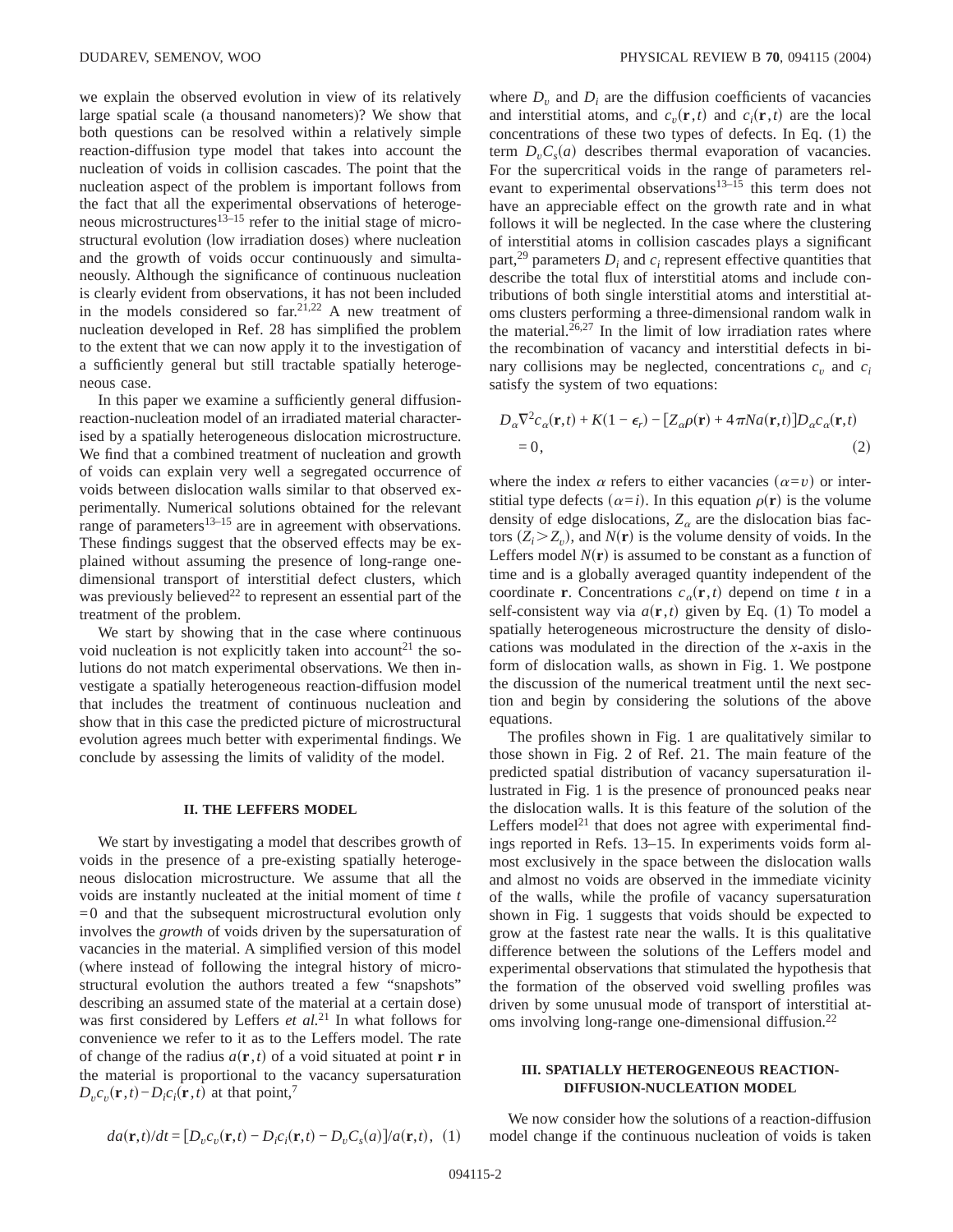we explain the observed evolution in view of its relatively large spatial scale (a thousand nanometers)? We show that both questions can be resolved within a relatively simple reaction-diffusion type model that takes into account the nucleation of voids in collision cascades. The point that the nucleation aspect of the problem is important follows from the fact that all the experimental observations of heterogeneous microstructures[13–15] refer to the initial stage of microstructural evolution (low irradiation doses) where nucleation and the growth of voids occur continuously and simultaneously. Although the significance of continuous nucleation is clearly evident from observations, it has not been included in the models considered so far.[21,22] A new treatment of nucleation developed in Ref. 28 has simplified the problem to the extent that we can now apply it to the investigation of a sufficiently general but still tractable spatially heterogeneous case.

In this paper we examine a sufficiently general diffusion-reaction-nucleation model of an irradiated material characterised by a spatially heterogeneous dislocation microstructure. We find that a combined treatment of nucleation and growth of voids can explain very well a segregated occurrence of voids between dislocation walls similar to that observed experimentally. Numerical solutions obtained for the relevant range of parameters[13–15] are in agreement with observations. These findings suggest that the observed effects may be explained without assuming the presence of long-range one-dimensional transport of interstitial defect clusters, which was previously believed[22] to represent an essential part of the treatment of the problem.

We start by showing that in the case where continuous void nucleation is not explicitly taken into account[21] the solutions do not match experimental observations. We then investigate a spatially heterogeneous reaction-diffusion model that includes the treatment of continuous nucleation and show that in this case the predicted picture of microstructural evolution agrees much better with experimental findings. We conclude by assessing the limits of validity of the model.

## II. THE LEFFERS MODEL

We start by investigating a model that describes growth of voids in the presence of a pre-existing spatially heterogeneous dislocation microstructure. We assume that all the voids are instantly nucleated at the initial moment of time $t=0$ and that the subsequent microstructural evolution only involves the *growth* of voids driven by the supersaturation of vacancies in the material. A simplified version of this model (where instead of following the integral history of microstructural evolution the authors treated a few "snapshots" describing an assumed state of the material at a certain dose) was first considered by Leffers *et al.*[21] In what follows for convenience we refer to it as to the Leffers model. The rate of change of the radius $a(\mathbf{r},t)$ of a void situated at point $\mathbf{r}$ in the material is proportional to the vacancy supersaturation $D_v c_v(\mathbf{r},t) - D_i c_i(\mathbf{r},t)$ at that point,[7]

$$da(\mathbf{r},t)/dt = [D_v c_v(\mathbf{r},t) - D_i c_i(\mathbf{r},t) - D_v C_s(a)]/a(\mathbf{r},t), \quad (1)$$

where $D_v$ and $D_i$ are the diffusion coefficients of vacancies and interstitial atoms, and $c_v(\mathbf{r},t)$ and $c_i(\mathbf{r},t)$ are the local concentrations of these two types of defects. In Eq. (1) the term $D_v C_s(a)$ describes thermal evaporation of vacancies. For the supercritical voids in the range of parameters relevant to experimental observations[13–15] this term does not have an appreciable effect on the growth rate and in what follows it will be neglected. In the case where the clustering of interstitial atoms in collision cascades plays a significant part,[29] parameters $D_i$ and $c_i$ represent effective quantities that describe the total flux of interstitial atoms and include contributions of both single interstitial atoms and interstitial atoms clusters performing a three-dimensional random walk in the material.[26,27] In the limit of low irradiation rates where the recombination of vacancy and interstitial defects in binary collisions may be neglected, concentrations $c_v$ and $c_i$ satisfy the system of two equations:

$$D_\alpha \nabla^2 c_\alpha(\mathbf{r},t) + K(1-\epsilon_r) - [Z_\alpha \rho(\mathbf{r}) + 4\pi N a(\mathbf{r},t)] D_\alpha c_\alpha(\mathbf{r},t) = 0, \quad (2)$$

where the index $\alpha$ refers to either vacancies ($\alpha=v$) or interstitial type defects ($\alpha=i$). In this equation $\rho(\mathbf{r})$ is the volume density of edge dislocations, $Z_\alpha$ are the dislocation bias factors ($Z_i > Z_v$), and $N(\mathbf{r})$ is the volume density of voids. In the Leffers model $N(\mathbf{r})$ is assumed to be constant as a function of time and is a globally averaged quantity independent of the coordinate $\mathbf{r}$. Concentrations $c_\alpha(\mathbf{r},t)$ depend on time $t$ in a self-consistent way via $a(\mathbf{r},t)$ given by Eq. (1) To model a spatially heterogeneous microstructure the density of dislocations was modulated in the direction of the $x$-axis in the form of dislocation walls, as shown in Fig. 1. We postpone the discussion of the numerical treatment until the next section and begin by considering the solutions of the above equations.

The profiles shown in Fig. 1 are qualitatively similar to those shown in Fig. 2 of Ref. 21. The main feature of the predicted spatial distribution of vacancy supersaturation illustrated in Fig. 1 is the presence of pronounced peaks near the dislocation walls. It is this feature of the solution of the Leffers model[21] that does not agree with experimental findings reported in Refs. 13–15. In experiments voids form almost exclusively in the space between the dislocation walls and almost no voids are observed in the immediate vicinity of the walls, while the profile of vacancy supersaturation shown in Fig. 1 suggests that voids should be expected to grow at the fastest rate near the walls. It is this qualitative difference between the solutions of the Leffers model and experimental observations that stimulated the hypothesis that the formation of the observed void swelling profiles was driven by some unusual mode of transport of interstitial atoms involving long-range one-dimensional diffusion.[22]

## III. SPATIALLY HETEROGENEOUS REACTION-DIFFUSION-NUCLEATION MODEL

We now consider how the solutions of a reaction-diffusion model change if the continuous nucleation of voids is taken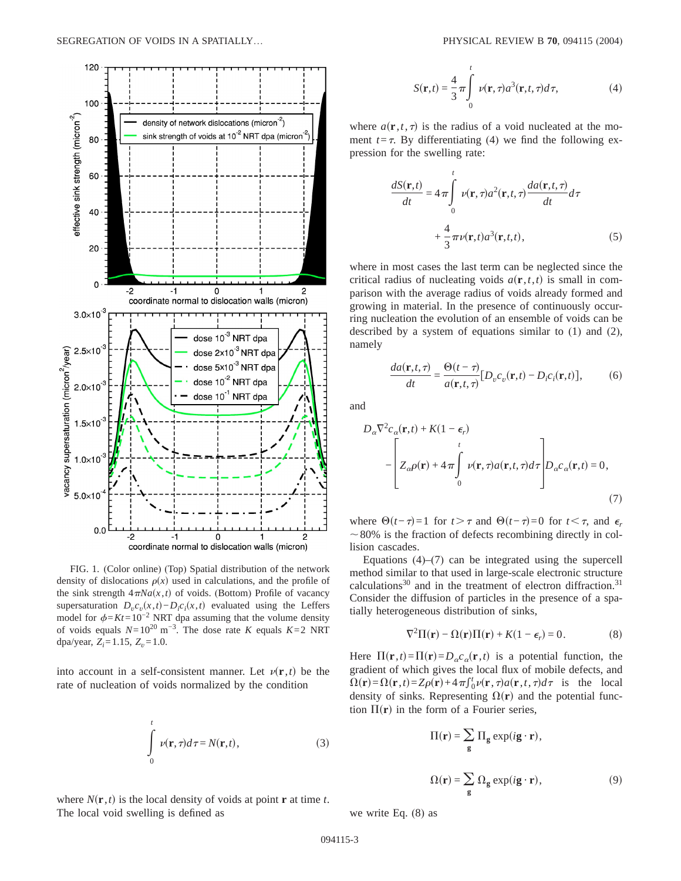FIG. 1. (Color online) (Top) Spatial distribution of the network density of dislocations $\rho(x)$ used in calculations, and the profile of the sink strength $4\pi Na(x,t)$ of voids. (Bottom) Profile of vacancy supersaturation $D_v c_v(x,t) - D_i c_i(x,t)$ evaluated using the Leffers model for $\phi = Kt = 10^{-2}$ NRT dpa assuming that the volume density of voids equals $N = 10^{20}$ m$^{-3}$. The dose rate $K$ equals $K = 2$ NRT dpa/year, $Z_i = 1.15$, $Z_v = 1.0$.

into account in a self-consistent manner. Let $\nu(\mathbf{r},t)$ be the rate of nucleation of voids normalized by the condition

$$\int_0^t \nu(\mathbf{r},\tau)d\tau = N(\mathbf{r},t), \tag{3}$$

where $N(\mathbf{r},t)$ is the local density of voids at point $\mathbf{r}$ at time $t$. The local void swelling is defined as

$$S(\mathbf{r},t) = \frac{4}{3}\pi \int_0^t \nu(\mathbf{r},\tau)a^3(\mathbf{r},t,\tau)d\tau, \tag{4}$$

where $a(\mathbf{r},t,\tau)$ is the radius of a void nucleated at the moment $t=\tau$. By differentiating (4) we find the following expression for the swelling rate:

$$\frac{dS(\mathbf{r},t)}{dt} = 4\pi \int_0^t \nu(\mathbf{r},\tau)a^2(\mathbf{r},t,\tau)\frac{da(\mathbf{r},t,\tau)}{dt}d\tau + \frac{4}{3}\pi\nu(\mathbf{r},t)a^3(\mathbf{r},t,t), \tag{5}$$

where in most cases the last term can be neglected since the critical radius of nucleating voids $a(\mathbf{r},t,t)$ is small in comparison with the average radius of voids already formed and growing in material. In the presence of continuously occurring nucleation the evolution of an ensemble of voids can be described by a system of equations similar to (1) and (2), namely

$$\frac{da(\mathbf{r},t,\tau)}{dt} = \frac{\Theta(t-\tau)}{a(\mathbf{r},t,\tau)}[D_v c_v(\mathbf{r},t) - D_i c_i(\mathbf{r},t)], \tag{6}$$

and

$$D_\alpha \nabla^2 c_\alpha(\mathbf{r},t) + K(1-\epsilon_r) - \left[Z_\alpha \rho(\mathbf{r}) + 4\pi \int_0^t \nu(\mathbf{r},\tau)a(\mathbf{r},t,\tau)d\tau\right]D_\alpha c_\alpha(\mathbf{r},t) = 0, \tag{7}$$

where $\Theta(t-\tau)=1$ for $t>\tau$ and $\Theta(t-\tau)=0$ for $t<\tau$, and $\epsilon_r \sim 80\%$ is the fraction of defects recombining directly in collision cascades.

Equations (4)–(7) can be integrated using the supercell method similar to that used in large-scale electronic structure calculations[30] and in the treatment of electron diffraction.[31] Consider the diffusion of particles in the presence of a spatially heterogeneous distribution of sinks,

$$\nabla^2 \Pi(\mathbf{r}) - \Omega(\mathbf{r})\Pi(\mathbf{r}) + K(1-\epsilon_r) = 0. \tag{8}$$

Here $\Pi(\mathbf{r},t) = \Pi(\mathbf{r}) = D_\alpha c_\alpha(\mathbf{r},t)$ is a potential function, the gradient of which gives the local flux of mobile defects, and $\Omega(\mathbf{r}) = \Omega(\mathbf{r},t) = Z\rho(\mathbf{r}) + 4\pi\int_0^t \nu(\mathbf{r},\tau)a(\mathbf{r},t,\tau)d\tau$ is the local density of sinks. Representing $\Omega(\mathbf{r})$ and the potential function $\Pi(\mathbf{r})$ in the form of a Fourier series,

$$\Pi(\mathbf{r}) = \sum_{\mathbf{g}} \Pi_{\mathbf{g}} \exp(i\mathbf{g}\cdot\mathbf{r}),$$

$$\Omega(\mathbf{r}) = \sum_{\mathbf{g}} \Omega_{\mathbf{g}} \exp(i\mathbf{g}\cdot\mathbf{r}), \tag{9}$$

we write Eq. (8) as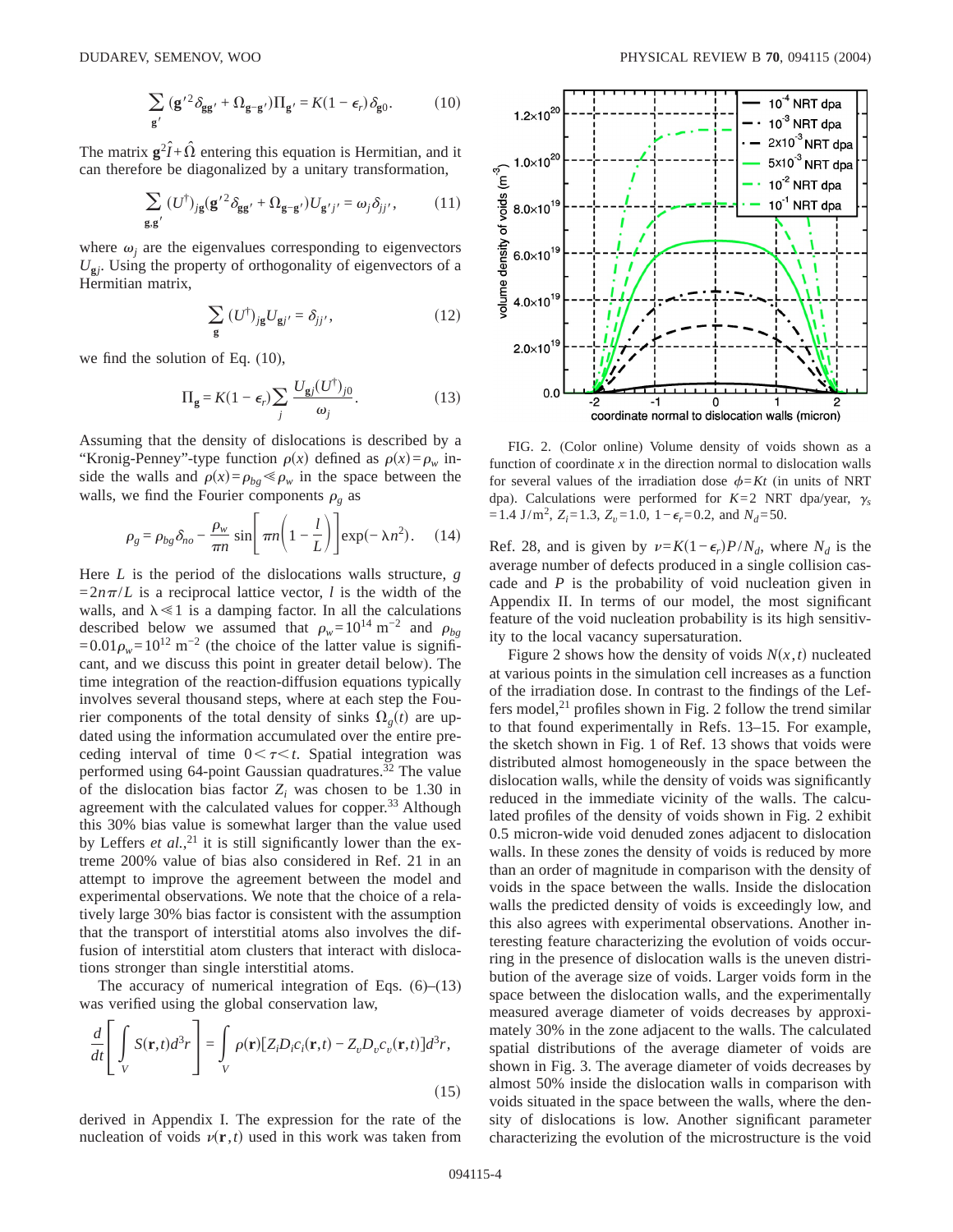$$\sum_{\mathbf{g}'} (\mathbf{g}'^2 \delta_{\mathbf{g}\mathbf{g}'} + \Omega_{\mathbf{g}-\mathbf{g}'})\Pi_{\mathbf{g}'} = K(1-\epsilon_r)\delta_{\mathbf{g}0}. \tag{10}$$

The matrix $\mathbf{g}^2\hat{I}+\hat{\Omega}$ entering this equation is Hermitian, and it can therefore be diagonalized by a unitary transformation,

$$\sum_{\mathbf{g},\mathbf{g}'} (U^{\dagger})_{j\mathbf{g}}(\mathbf{g}'^2 \delta_{\mathbf{g}\mathbf{g}'} + \Omega_{\mathbf{g}-\mathbf{g}'})U_{\mathbf{g}'j'} = \omega_j \delta_{jj'}, \tag{11}$$

where $\omega_j$ are the eigenvalues corresponding to eigenvectors $U_{\mathbf{g}j}$. Using the property of orthogonality of eigenvectors of a Hermitian matrix,

$$\sum_{\mathbf{g}} (U^{\dagger})_{j\mathbf{g}} U_{\mathbf{g}j'} = \delta_{jj'}, \tag{12}$$

we find the solution of Eq. (10),

$$\Pi_{\mathbf{g}} = K(1-\epsilon_r)\sum_j \frac{U_{\mathbf{g}j}(U^{\dagger})_{j0}}{\omega_j}. \tag{13}$$

Assuming that the density of dislocations is described by a "Kronig-Penney"-type function $\rho(x)$ defined as $\rho(x)=\rho_w$ inside the walls and $\rho(x)=\rho_{bg} \ll \rho_w$ in the space between the walls, we find the Fourier components $\rho_g$ as

$$\rho_g = \rho_{bg}\delta_{no} - \frac{\rho_w}{\pi n}\sin\left[\pi n\left(1-\frac{l}{L}\right)\right]\exp(-\lambda n^2). \tag{14}$$

Here $L$ is the period of the dislocations walls structure, $g = 2n\pi/L$ is a reciprocal lattice vector, $l$ is the width of the walls, and $\lambda \ll 1$ is a damping factor. In all the calculations described below we assumed that $\rho_w = 10^{14}\ \mathrm{m}^{-2}$ and $\rho_{bg} = 0.01\rho_w = 10^{12}\ \mathrm{m}^{-2}$ (the choice of the latter value is significant, and we discuss this point in greater detail below). The time integration of the reaction-diffusion equations typically involves several thousand steps, where at each step the Fourier components of the total density of sinks $\Omega_g(t)$ are updated using the information accumulated over the entire preceding interval of time $0<\tau<t$. Spatial integration was performed using 64-point Gaussian quadratures.[32] The value of the dislocation bias factor $Z_i$ was chosen to be 1.30 in agreement with the calculated values for copper.[33] Although this 30% bias value is somewhat larger than the value used by Leffers *et al.*,[21] it is still significantly lower than the extreme 200% value of bias also considered in Ref. 21 in an attempt to improve the agreement between the model and experimental observations. We note that the choice of a relatively large 30% bias factor is consistent with the assumption that the transport of interstitial atoms also involves the diffusion of interstitial atom clusters that interact with dislocations stronger than single interstitial atoms.

The accuracy of numerical integration of Eqs. (6)–(13) was verified using the global conservation law,

$$\frac{d}{dt}\left[\int_V S(\mathbf{r},t)d^3r\right] = \int_V \rho(\mathbf{r})[Z_i D_i c_i(\mathbf{r},t) - Z_v D_v c_v(\mathbf{r},t)]d^3r, \tag{15}$$

derived in Appendix I. The expression for the rate of the nucleation of voids $\nu(\mathbf{r},t)$ used in this work was taken from Ref. 28, and is given by $\nu = K(1-\epsilon_r)P/N_d$, where $N_d$ is the average number of defects produced in a single collision cascade and $P$ is the probability of void nucleation given in Appendix II. In terms of our model, the most significant feature of the void nucleation probability is its high sensitivity to the local vacancy supersaturation.

FIG. 2. (Color online) Volume density of voids shown as a function of coordinate $x$ in the direction normal to dislocation walls for several values of the irradiation dose $\phi = Kt$ (in units of NRT dpa). Calculations were performed for $K=2$ NRT dpa/year, $\gamma_s = 1.4\ \mathrm{J/m^2}$, $Z_i=1.3$, $Z_v=1.0$, $1-\epsilon_r=0.2$, and $N_d=50$.

Figure 2 shows how the density of voids $N(x,t)$ nucleated at various points in the simulation cell increases as a function of the irradiation dose. In contrast to the findings of the Leffers model,[21] profiles shown in Fig. 2 follow the trend similar to that found experimentally in Refs. 13–15. For example, the sketch shown in Fig. 1 of Ref. 13 shows that voids were distributed almost homogeneously in the space between the dislocation walls, while the density of voids was significantly reduced in the immediate vicinity of the walls. The calculated profiles of the density of voids shown in Fig. 2 exhibit 0.5 micron-wide void denuded zones adjacent to dislocation walls. In these zones the density of voids is reduced by more than an order of magnitude in comparison with the density of voids in the space between the walls. Inside the dislocation walls the predicted density of voids is exceedingly low, and this also agrees with experimental observations. Another interesting feature characterizing the evolution of voids occurring in the presence of dislocation walls is the uneven distribution of the average size of voids. Larger voids form in the space between the dislocation walls, and the experimentally measured average diameter of voids decreases by approximately 30% in the zone adjacent to the walls. The calculated spatial distributions of the average diameter of voids are shown in Fig. 3. The average diameter of voids decreases by almost 50% inside the dislocation walls in comparison with voids situated in the space between the walls, where the density of dislocations is low. Another significant parameter characterizing the evolution of the microstructure is the void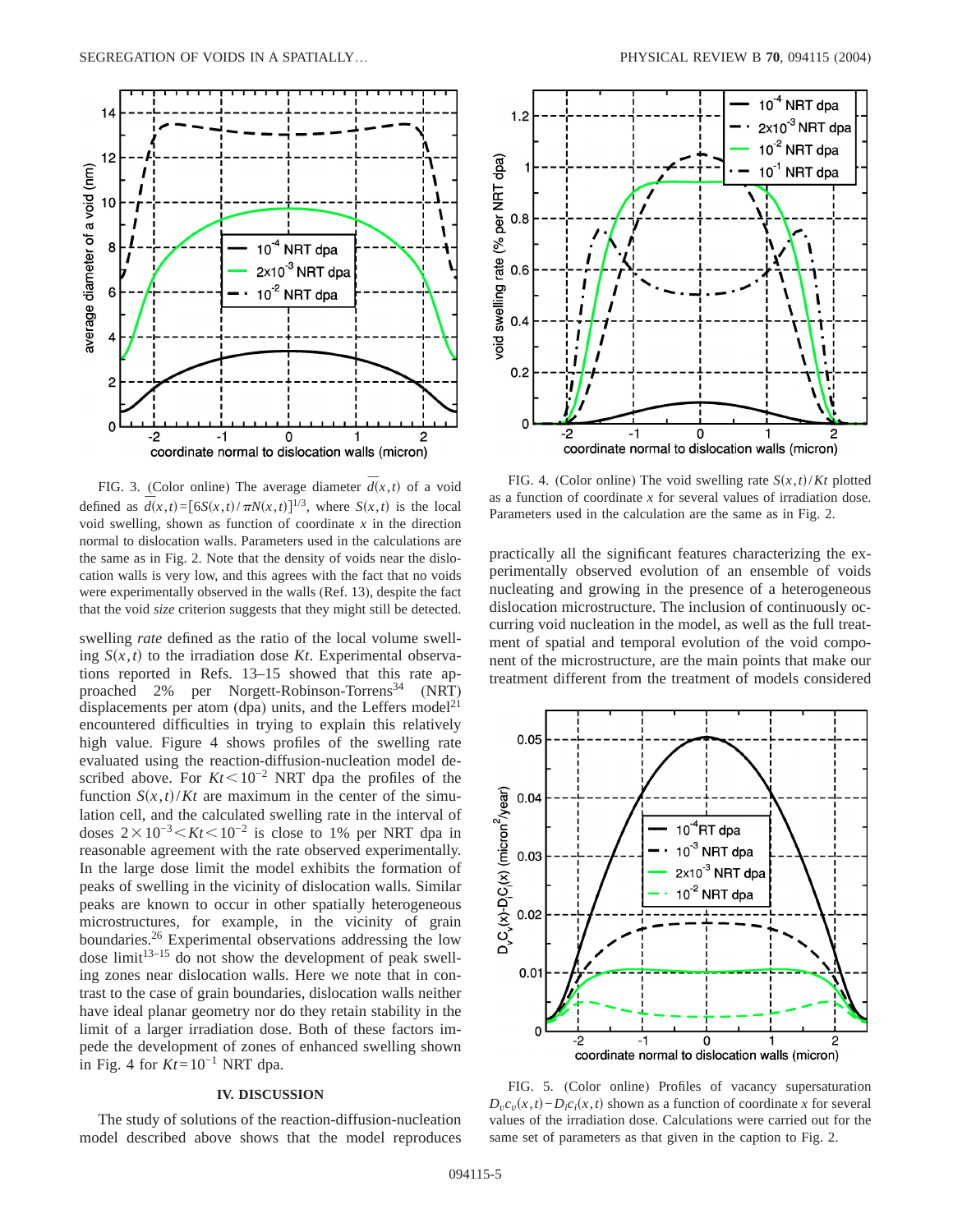FIG. 3. (Color online) The average diameter $\overline{d}(x,t)$ of a void defined as $\overline{d}(x,t)=[6S(x,t)/\pi N(x,t)]^{1/3}$, where $S(x,t)$ is the local void swelling, shown as function of coordinate $x$ in the direction normal to dislocation walls. Parameters used in the calculations are the same as in Fig. 2. Note that the density of voids near the dislocation walls is very low, and this agrees with the fact that no voids were experimentally observed in the walls (Ref. 13), despite the fact that the void *size* criterion suggests that they might still be detected.

swelling *rate* defined as the ratio of the local volume swelling $S(x,t)$ to the irradiation dose $Kt$. Experimental observations reported in Refs. 13–15 showed that this rate approached 2% per Norgett-Robinson-Torrens[34] (NRT) displacements per atom (dpa) units, and the Leffers model[21] encountered difficulties in trying to explain this relatively high value. Figure 4 shows profiles of the swelling rate evaluated using the reaction-diffusion-nucleation model described above. For $Kt<10^{-2}$ NRT dpa the profiles of the function $S(x,t)/Kt$ are maximum in the center of the simulation cell, and the calculated swelling rate in the interval of doses $2\times10^{-3}<Kt<10^{-2}$ is close to 1% per NRT dpa in reasonable agreement with the rate observed experimentally. In the large dose limit the model exhibits the formation of peaks of swelling in the vicinity of dislocation walls. Similar peaks are known to occur in other spatially heterogeneous microstructures, for example, in the vicinity of grain boundaries.[26] Experimental observations addressing the low dose limit[13–15] do not show the development of peak swelling zones near dislocation walls. Here we note that in contrast to the case of grain boundaries, dislocation walls neither have ideal planar geometry nor do they retain stability in the limit of a larger irradiation dose. Both of these factors impede the development of zones of enhanced swelling shown in Fig. 4 for $Kt=10^{-1}$ NRT dpa.

FIG. 4. (Color online) The void swelling rate $S(x,t)/Kt$ plotted as a function of coordinate $x$ for several values of irradiation dose. Parameters used in the calculation are the same as in Fig. 2.

## IV. DISCUSSION

The study of solutions of the reaction-diffusion-nucleation model described above shows that the model reproduces practically all the significant features characterizing the experimentally observed evolution of an ensemble of voids nucleating and growing in the presence of a heterogeneous dislocation microstructure. The inclusion of continuously occurring void nucleation in the model, as well as the full treatment of spatial and temporal evolution of the void component of the microstructure, are the main points that make our treatment different from the treatment of models considered

FIG. 5. (Color online) Profiles of vacancy supersaturation $D_v c_v(x,t) - D_i c_i(x,t)$ shown as a function of coordinate $x$ for several values of the irradiation dose. Calculations were carried out for the same set of parameters as that given in the caption to Fig. 2.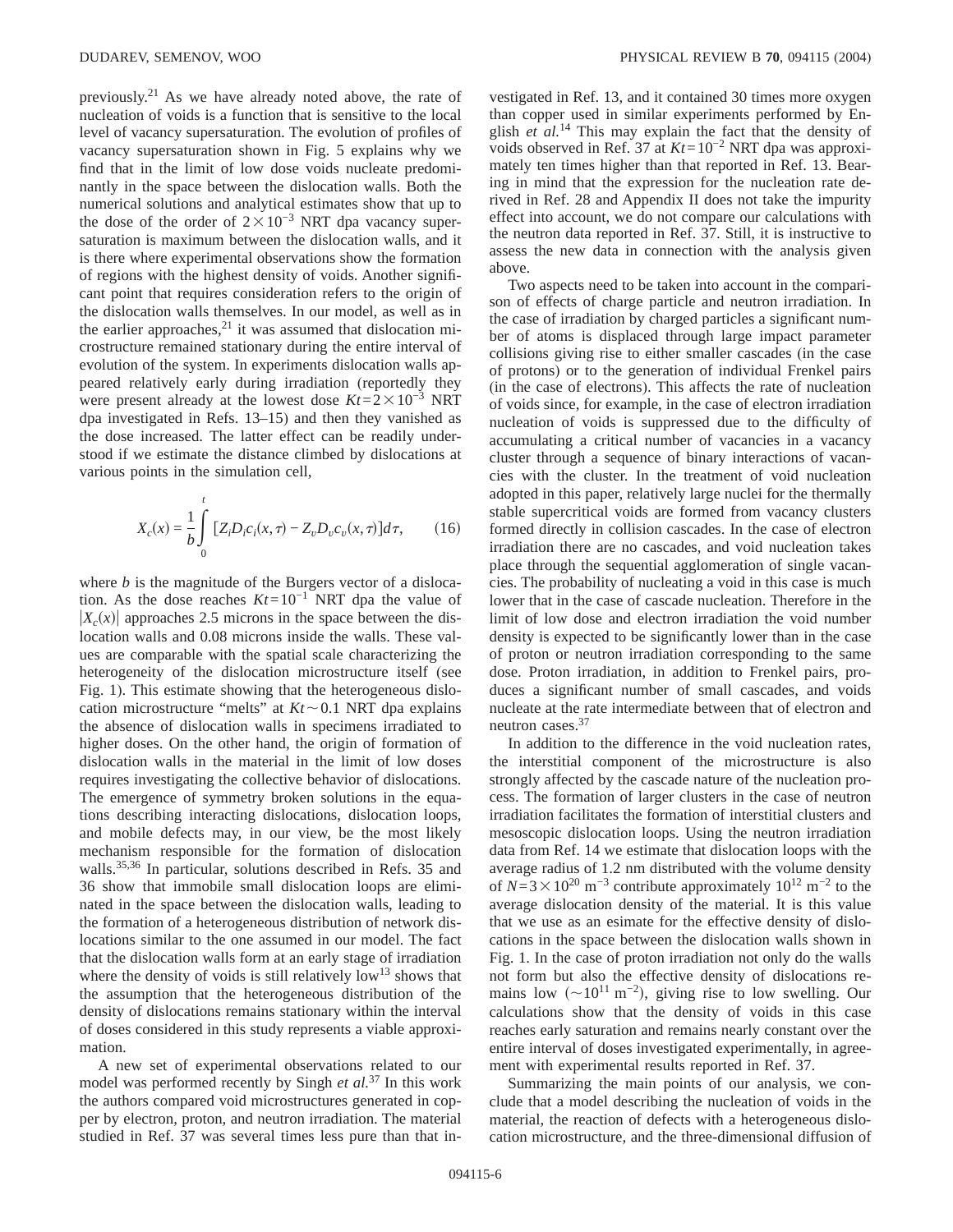previously.[21] As we have already noted above, the rate of nucleation of voids is a function that is sensitive to the local level of vacancy supersaturation. The evolution of profiles of vacancy supersaturation shown in Fig. 5 explains why we find that in the limit of low dose voids nucleate predominantly in the space between the dislocation walls. Both the numerical solutions and analytical estimates show that up to the dose of the order of $2\times10^{-3}$ NRT dpa vacancy supersaturation is maximum between the dislocation walls, and it is there where experimental observations show the formation of regions with the highest density of voids. Another significant point that requires consideration refers to the origin of the dislocation walls themselves. In our model, as well as in the earlier approaches,[21] it was assumed that dislocation microstructure remained stationary during the entire interval of evolution of the system. In experiments dislocation walls appeared relatively early during irradiation (reportedly they were present already at the lowest dose $Kt=2\times10^{-3}$ NRT dpa investigated in Refs. 13–15) and then they vanished as the dose increased. The latter effect can be readily understood if we estimate the distance climbed by dislocations at various points in the simulation cell,

$$X_c(x) = \frac{1}{b}\int_0^t [Z_i D_i c_i(x,\tau) - Z_v D_v c_v(x,\tau)]d\tau, \qquad (16)$$

where $b$ is the magnitude of the Burgers vector of a dislocation. As the dose reaches $Kt=10^{-1}$ NRT dpa the value of $|X_c(x)|$ approaches 2.5 microns in the space between the dislocation walls and 0.08 microns inside the walls. These values are comparable with the spatial scale characterizing the heterogeneity of the dislocation microstructure itself (see Fig. 1). This estimate showing that the heterogeneous dislocation microstructure "melts" at $Kt\sim0.1$ NRT dpa explains the absence of dislocation walls in specimens irradiated to higher doses. On the other hand, the origin of formation of dislocation walls in the material in the limit of low doses requires investigating the collective behavior of dislocations. The emergence of symmetry broken solutions in the equations describing interacting dislocations, dislocation loops, and mobile defects may, in our view, be the most likely mechanism responsible for the formation of dislocation walls.[35,36] In particular, solutions described in Refs. 35 and 36 show that immobile small dislocation loops are eliminated in the space between the dislocation walls, leading to the formation of a heterogeneous distribution of network dislocations similar to the one assumed in our model. The fact that the dislocation walls form at an early stage of irradiation where the density of voids is still relatively low[13] shows that the assumption that the heterogeneous distribution of the density of dislocations remains stationary within the interval of doses considered in this study represents a viable approximation.

A new set of experimental observations related to our model was performed recently by Singh *et al.*[37] In this work the authors compared void microstructures generated in copper by electron, proton, and neutron irradiation. The material studied in Ref. 37 was several times less pure than that investigated in Ref. 13, and it contained 30 times more oxygen than copper used in similar experiments performed by English *et al.*[14] This may explain the fact that the density of voids observed in Ref. 37 at $Kt=10^{-2}$ NRT dpa was approximately ten times higher than that reported in Ref. 13. Bearing in mind that the expression for the nucleation rate derived in Ref. 28 and Appendix II does not take the impurity effect into account, we do not compare our calculations with the neutron data reported in Ref. 37. Still, it is instructive to assess the new data in connection with the analysis given above.

Two aspects need to be taken into account in the comparison of effects of charge particle and neutron irradiation. In the case of irradiation by charged particles a significant number of atoms is displaced through large impact parameter collisions giving rise to either smaller cascades (in the case of protons) or to the generation of individual Frenkel pairs (in the case of electrons). This affects the rate of nucleation of voids since, for example, in the case of electron irradiation nucleation of voids is suppressed due to the difficulty of accumulating a critical number of vacancies in a vacancy cluster through a sequence of binary interactions of vacancies with the cluster. In the treatment of void nucleation adopted in this paper, relatively large nuclei for the thermally stable supercritical voids are formed from vacancy clusters formed directly in collision cascades. In the case of electron irradiation there are no cascades, and void nucleation takes place through the sequential agglomeration of single vacancies. The probability of nucleating a void in this case is much lower that in the case of cascade nucleation. Therefore in the limit of low dose and electron irradiation the void number density is expected to be significantly lower than in the case of proton or neutron irradiation corresponding to the same dose. Proton irradiation, in addition to Frenkel pairs, produces a significant number of small cascades, and voids nucleate at the rate intermediate between that of electron and neutron cases.[37]

In addition to the difference in the void nucleation rates, the interstitial component of the microstructure is also strongly affected by the cascade nature of the nucleation process. The formation of larger clusters in the case of neutron irradiation facilitates the formation of interstitial clusters and mesoscopic dislocation loops. Using the neutron irradiation data from Ref. 14 we estimate that dislocation loops with the average radius of 1.2 nm distributed with the volume density of $N=3\times10^{20}$ $m^{-3}$ contribute approximately $10^{12}$ $m^{-2}$ to the average dislocation density of the material. It is this value that we use as an esimate for the effective density of dislocations in the space between the dislocation walls shown in Fig. 1. In the case of proton irradiation not only do the walls not form but also the effective density of dislocations remains low ($\sim10^{11}$ $m^{-2}$), giving rise to low swelling. Our calculations show that the density of voids in this case reaches early saturation and remains nearly constant over the entire interval of doses investigated experimentally, in agreement with experimental results reported in Ref. 37.

Summarizing the main points of our analysis, we conclude that a model describing the nucleation of voids in the material, the reaction of defects with a heterogeneous dislocation microstructure, and the three-dimensional diffusion of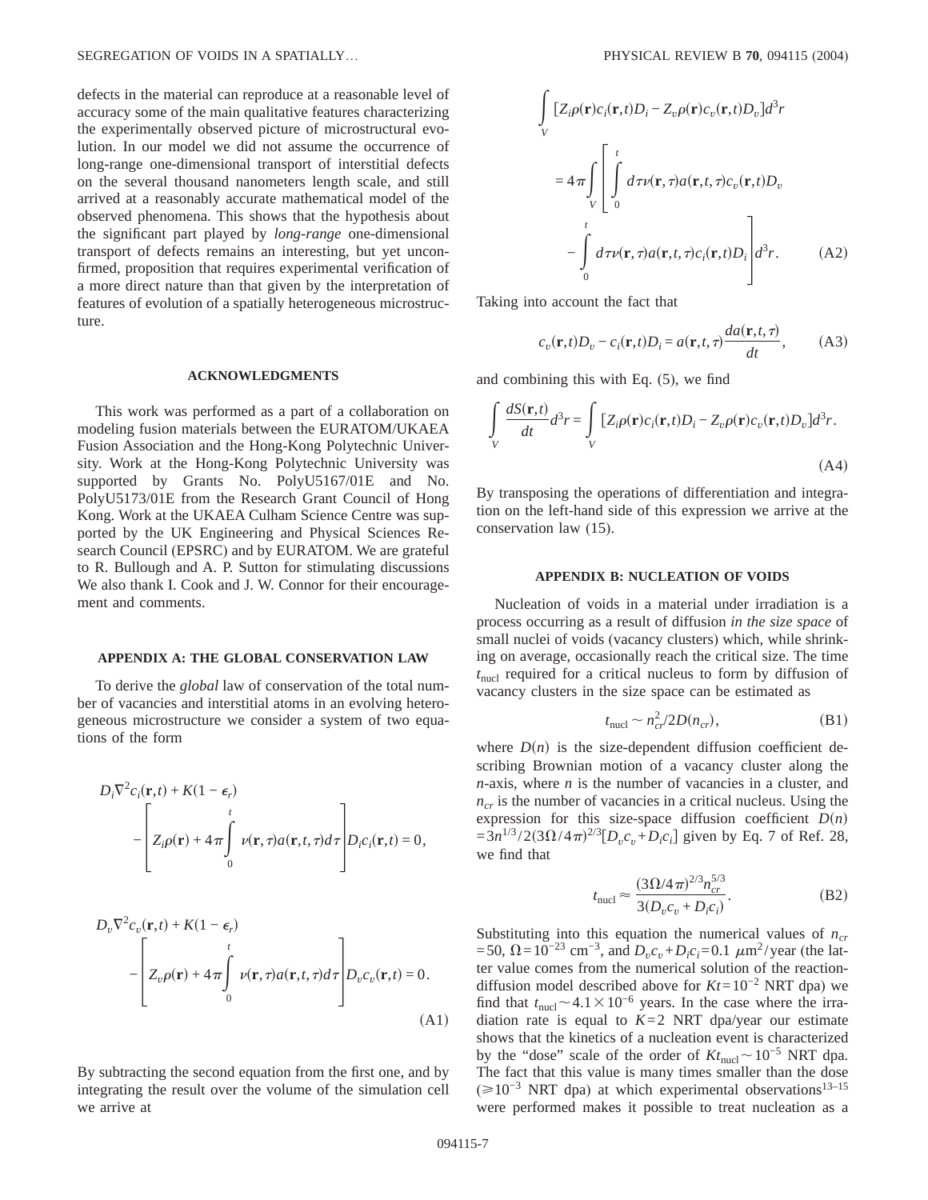defects in the material can reproduce at a reasonable level of accuracy some of the main qualitative features characterizing the experimentally observed picture of microstructural evolution. In our model we did not assume the occurrence of long-range one-dimensional transport of interstitial defects on the several thousand nanometers length scale, and still arrived at a reasonably accurate mathematical model of the observed phenomena. This shows that the hypothesis about the significant part played by *long-range* one-dimensional transport of defects remains an interesting, but yet unconfirmed, proposition that requires experimental verification of a more direct nature than that given by the interpretation of features of evolution of a spatially heterogeneous microstructure.

## ACKNOWLEDGMENTS

This work was performed as a part of a collaboration on modeling fusion materials between the EURATOM/UKAEA Fusion Association and the Hong-Kong Polytechnic University. Work at the Hong-Kong Polytechnic University was supported by Grants No. PolyU5167/01E and No. PolyU5173/01E from the Research Grant Council of Hong Kong. Work at the UKAEA Culham Science Centre was supported by the UK Engineering and Physical Sciences Research Council (EPSRC) and by EURATOM. We are grateful to R. Bullough and A. P. Sutton for stimulating discussions We also thank I. Cook and J. W. Connor for their encouragement and comments.

## APPENDIX A: THE GLOBAL CONSERVATION LAW

To derive the *global* law of conservation of the total number of vacancies and interstitial atoms in an evolving heterogeneous microstructure we consider a system of two equations of the form

$$
D_i\nabla^2 c_i(\mathbf{r},t) + K(1-\epsilon_r) - \left[ Z_i\rho(\mathbf{r}) + 4\pi\int_0^t \nu(\mathbf{r},\tau)a(\mathbf{r},t,\tau)d\tau \right] D_i c_i(\mathbf{r},t) = 0,
$$

$$
D_v\nabla^2 c_v(\mathbf{r},t) + K(1-\epsilon_r) - \left[ Z_v\rho(\mathbf{r}) + 4\pi\int_0^t \nu(\mathbf{r},\tau)a(\mathbf{r},t,\tau)d\tau \right] D_v c_v(\mathbf{r},t) = 0. \tag{A1}
$$

By subtracting the second equation from the first one, and by integrating the result over the volume of the simulation cell we arrive at

$$
\int_V [Z_i\rho(\mathbf{r})c_i(\mathbf{r},t)D_i - Z_v\rho(\mathbf{r})c_v(\mathbf{r},t)D_v]d^3r = 4\pi\int_V \left[ \int_0^t d\tau\nu(\mathbf{r},\tau)a(\mathbf{r},t,\tau)c_v(\mathbf{r},t)D_v - \int_0^t d\tau\nu(\mathbf{r},\tau)a(\mathbf{r},t,\tau)c_i(\mathbf{r},t)D_i \right] d^3r. \tag{A2}
$$

Taking into account the fact that

$$
c_v(\mathbf{r},t)D_v - c_i(\mathbf{r},t)D_i = a(\mathbf{r},t,\tau)\frac{da(\mathbf{r},t,\tau)}{dt}, \tag{A3}
$$

and combining this with Eq. (5), we find

$$
\int_V \frac{dS(\mathbf{r},t)}{dt}d^3r = \int_V [Z_i\rho(\mathbf{r})c_i(\mathbf{r},t)D_i - Z_v\rho(\mathbf{r})c_v(\mathbf{r},t)D_v]d^3r. \tag{A4}
$$

By transposing the operations of differentiation and integration on the left-hand side of this expression we arrive at the conservation law (15).

## APPENDIX B: NUCLEATION OF VOIDS

Nucleation of voids in a material under irradiation is a process occurring as a result of diffusion *in the size space* of small nuclei of voids (vacancy clusters) which, while shrinking on average, occasionally reach the critical size. The time $t_{\mathrm{nucl}}$ required for a critical nucleus to form by diffusion of vacancy clusters in the size space can be estimated as

$$
t_{\mathrm{nucl}} \sim n_{cr}^2/2D(n_{cr}), \tag{B1}
$$

where $D(n)$ is the size-dependent diffusion coefficient describing Brownian motion of a vacancy cluster along the $n$-axis, where $n$ is the number of vacancies in a cluster, and $n_{cr}$ is the number of vacancies in a critical nucleus. Using the expression for this size-space diffusion coefficient $D(n) = 3n^{1/3}/2(3\Omega/4\pi)^{2/3}[D_v c_v + D_i c_i]$ given by Eq. 7 of Ref. 28, we find that

$$
t_{\mathrm{nucl}} \approx \frac{(3\Omega/4\pi)^{2/3} n_{cr}^{5/3}}{3(D_v c_v + D_i c_i)}. \tag{B2}
$$

Substituting into this equation the numerical values of $n_{cr} = 50$, $\Omega = 10^{-23}$ cm$^{-3}$, and $D_v c_v + D_i c_i = 0.1$ $\mu$m$^2$/year (the latter value comes from the numerical solution of the reaction-diffusion model described above for $Kt = 10^{-2}$ NRT dpa) we find that $t_{\mathrm{nucl}} \sim 4.1\times 10^{-6}$ years. In the case where the irradiation rate is equal to $K = 2$ NRT dpa/year our estimate shows that the kinetics of a nucleation event is characterized by the "dose" scale of the order of $Kt_{\mathrm{nucl}} \sim 10^{-5}$ NRT dpa. The fact that this value is many times smaller than the dose ($\geqslant 10^{-3}$ NRT dpa) at which experimental observations[13–15] were performed makes it possible to treat nucleation as a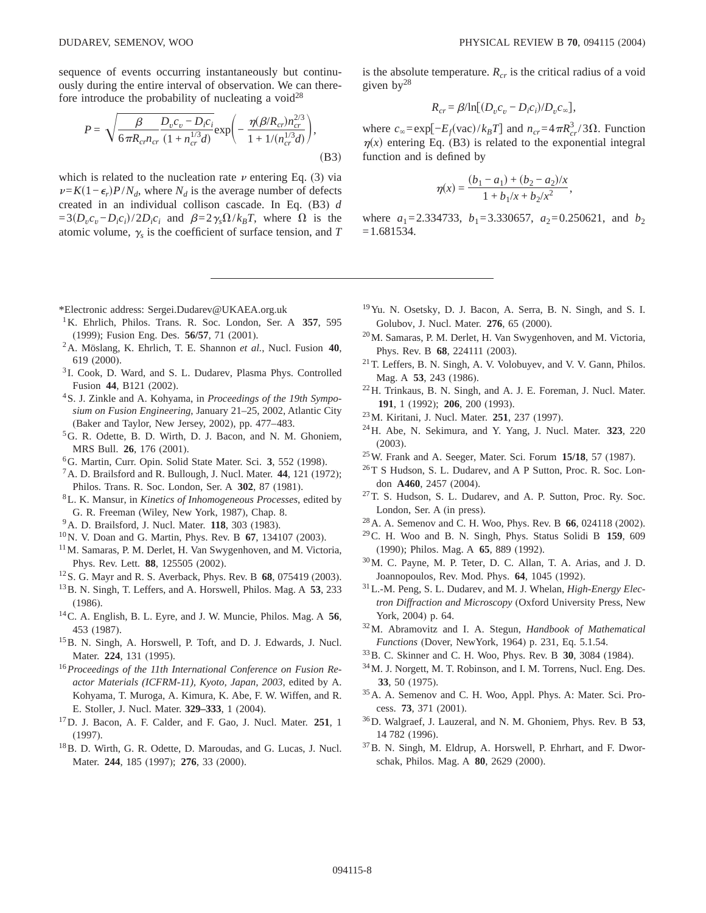sequence of events occurring instantaneously but continuously during the entire interval of observation. We can therefore introduce the probability of nucleating a void[28]

$$P = \sqrt{\frac{\beta}{6\pi R_{cr} n_{cr}} \frac{D_v c_v - D_i c_i}{(1 + n_{cr}^{1/3} d)}} \exp\left( - \frac{\eta(\beta/R_{cr}) n_{cr}^{2/3}}{1 + 1/(n_{cr}^{1/3} d)} \right), \tag{B3}$$

which is related to the nucleation rate $\nu$ entering Eq. (3) via $\nu = K(1-\epsilon_r)P/N_d$, where $N_d$ is the average number of defects created in an individual collison cascade. In Eq. (B3) $d = 3(D_v c_v - D_i c_i)/2D_i c_i$ and $\beta = 2\gamma_s \Omega / k_B T$, where $\Omega$ is the atomic volume, $\gamma_s$ is the coefficient of surface tension, and $T$ is the absolute temperature. $R_{cr}$ is the critical radius of a void given by[28]

$$R_{cr} = \beta / \ln[(D_v c_v - D_i c_i)/D_v c_\infty],$$

where $c_\infty = \exp[-E_f(\mathrm{vac})/k_B T]$ and $n_{cr} = 4\pi R_{cr}^3 / 3\Omega$. Function $\eta(x)$ entering Eq. (B3) is related to the exponential integral function and is defined by

$$\eta(x) = \frac{(b_1 - a_1) + (b_2 - a_2)/x}{1 + b_1/x + b_2/x^2},$$

where $a_1 = 2.334733$, $b_1 = 3.330657$, $a_2 = 0.250621$, and $b_2 = 1.681534$.

---

*Electronic address: Sergei.Dudarev@UKAEA.org.uk

[1] K. Ehrlich, Philos. Trans. R. Soc. London, Ser. A **357**, 595 (1999); Fusion Eng. Des. **56/57**, 71 (2001).

[2] A. Möslang, K. Ehrlich, T. E. Shannon *et al.*, Nucl. Fusion **40**, 619 (2000).

[3] I. Cook, D. Ward, and S. L. Dudarev, Plasma Phys. Controlled Fusion **44**, B121 (2002).

[4] S. J. Zinkle and A. Kohyama, in *Proceedings of the 19th Symposium on Fusion Engineering*, January 21–25, 2002, Atlantic City (Baker and Taylor, New Jersey, 2002), pp. 477–483.

[5] G. R. Odette, B. D. Wirth, D. J. Bacon, and N. M. Ghoniem, MRS Bull. **26**, 176 (2001).

[6] G. Martin, Curr. Opin. Solid State Mater. Sci. **3**, 552 (1998).

[7] A. D. Brailsford and R. Bullough, J. Nucl. Mater. **44**, 121 (1972); Philos. Trans. R. Soc. London, Ser. A **302**, 87 (1981).

[8] L. K. Mansur, in *Kinetics of Inhomogeneous Processes*, edited by G. R. Freeman (Wiley, New York, 1987), Chap. 8.

[9] A. D. Brailsford, J. Nucl. Mater. **118**, 303 (1983).

[10] N. V. Doan and G. Martin, Phys. Rev. B **67**, 134107 (2003).

[11] M. Samaras, P. M. Derlet, H. Van Swygenhoven, and M. Victoria, Phys. Rev. Lett. **88**, 125505 (2002).

[12] S. G. Mayr and R. S. Averback, Phys. Rev. B **68**, 075419 (2003).

[13] B. N. Singh, T. Leffers, and A. Horswell, Philos. Mag. A **53**, 233 (1986).

[14] C. A. English, B. L. Eyre, and J. W. Muncie, Philos. Mag. A **56**, 453 (1987).

[15] B. N. Singh, A. Horswell, P. Toft, and D. J. Edwards, J. Nucl. Mater. **224**, 131 (1995).

[16] *Proceedings of the 11th International Conference on Fusion Reactor Materials (ICFRM-11), Kyoto, Japan, 2003*, edited by A. Kohyama, T. Muroga, A. Kimura, K. Abe, F. W. Wiffen, and R. E. Stoller, J. Nucl. Mater. **329–333**, 1 (2004).

[17] D. J. Bacon, A. F. Calder, and F. Gao, J. Nucl. Mater. **251**, 1 (1997).

[18] B. D. Wirth, G. R. Odette, D. Maroudas, and G. Lucas, J. Nucl. Mater. **244**, 185 (1997); **276**, 33 (2000).

[19] Yu. N. Osetsky, D. J. Bacon, A. Serra, B. N. Singh, and S. I. Golubov, J. Nucl. Mater. **276**, 65 (2000).

[20] M. Samaras, P. M. Derlet, H. Van Swygenhoven, and M. Victoria, Phys. Rev. B **68**, 224111 (2003).

[21] T. Leffers, B. N. Singh, A. V. Volobuyev, and V. V. Gann, Philos. Mag. A **53**, 243 (1986).

[22] H. Trinkaus, B. N. Singh, and A. J. E. Foreman, J. Nucl. Mater. **191**, 1 (1992); **206**, 200 (1993).

[23] M. Kiritani, J. Nucl. Mater. **251**, 237 (1997).

[24] H. Abe, N. Sekimura, and Y. Yang, J. Nucl. Mater. **323**, 220 (2003).

[25] W. Frank and A. Seeger, Mater. Sci. Forum **15/18**, 57 (1987).

[26] T S Hudson, S. L. Dudarev, and A P Sutton, Proc. R. Soc. London **A460**, 2457 (2004).

[27] T. S. Hudson, S. L. Dudarev, and A. P. Sutton, Proc. Ry. Soc. London, Ser. A (in press).

[28] A. A. Semenov and C. H. Woo, Phys. Rev. B **66**, 024118 (2002).

[29] C. H. Woo and B. N. Singh, Phys. Status Solidi B **159**, 609 (1990); Philos. Mag. A **65**, 889 (1992).

[30] M. C. Payne, M. P. Teter, D. C. Allan, T. A. Arias, and J. D. Joannopoulos, Rev. Mod. Phys. **64**, 1045 (1992).

[31] L.-M. Peng, S. L. Dudarev, and M. J. Whelan, *High-Energy Electron Diffraction and Microscopy* (Oxford University Press, New York, 2004) p. 64.

[32] M. Abramovitz and I. A. Stegun, *Handbook of Mathematical Functions* (Dover, NewYork, 1964) p. 231, Eq. 5.1.54.

[33] B. C. Skinner and C. H. Woo, Phys. Rev. B **30**, 3084 (1984).

[34] M. J. Norgett, M. T. Robinson, and I. M. Torrens, Nucl. Eng. Des. **33**, 50 (1975).

[35] A. A. Semenov and C. H. Woo, Appl. Phys. A: Mater. Sci. Process. **73**, 371 (2001).

[36] D. Walgraef, J. Lauzeral, and N. M. Ghoniem, Phys. Rev. B **53**, 14 782 (1996).

[37] B. N. Singh, M. Eldrup, A. Horswell, P. Ehrhart, and F. Dworschak, Philos. Mag. A **80**, 2629 (2000).